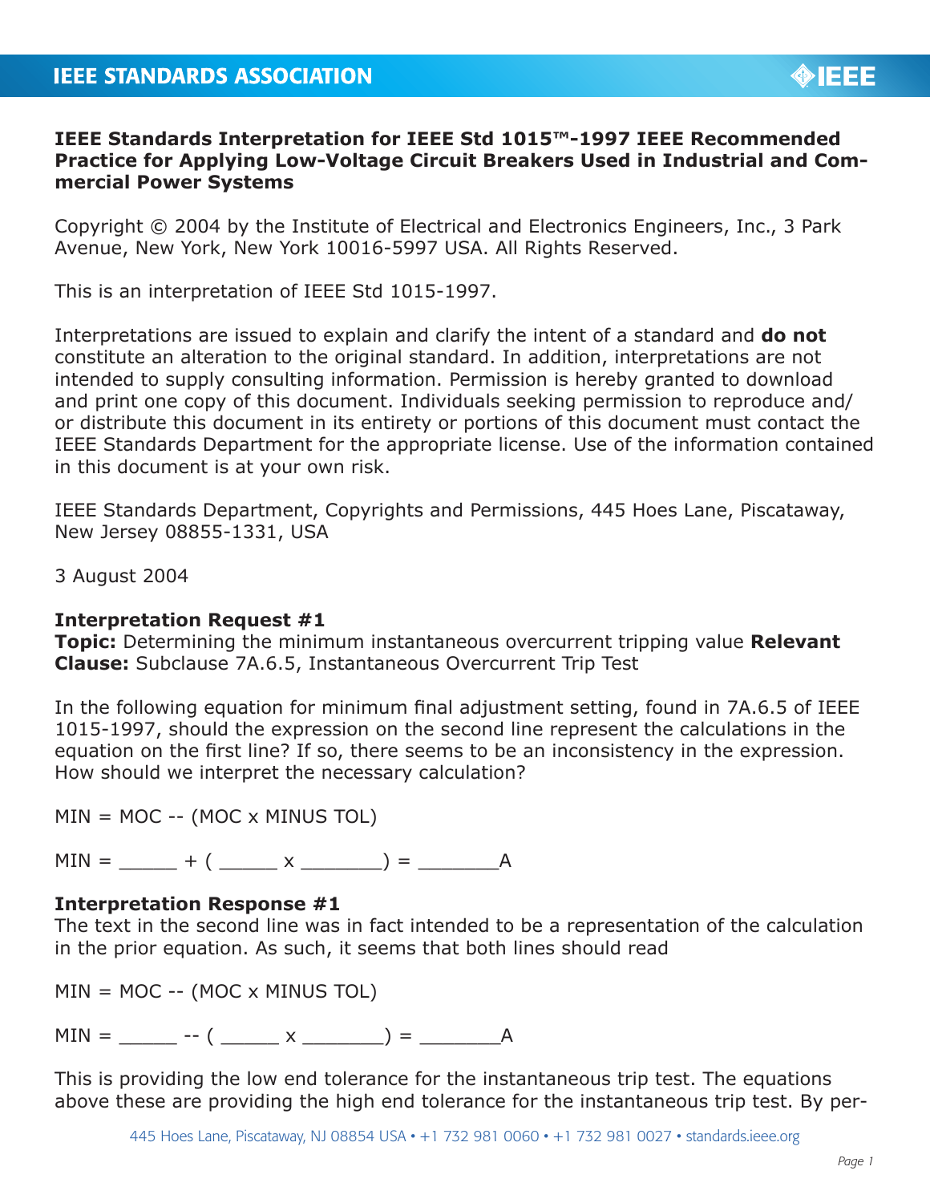**IEEE Standards Interpretation for IEEE Std 1015™-1997 IEEE Recommended Practice for Applying Low-Voltage Circuit Breakers Used in Industrial and Commercial Power Systems**

Copyright © 2004 by the Institute of Electrical and Electronics Engineers, Inc., 3 Park Avenue, New York, New York 10016-5997 USA. All Rights Reserved.

This is an interpretation of IEEE Std 1015-1997.

Interpretations are issued to explain and clarify the intent of a standard and **do not** constitute an alteration to the original standard. In addition, interpretations are not intended to supply consulting information. Permission is hereby granted to download and print one copy of this document. Individuals seeking permission to reproduce and/or distribute this document in its entirety or portions of this document must contact the IEEE Standards Department for the appropriate license. Use of the information contained in this document is at your own risk.

IEEE Standards Department, Copyrights and Permissions, 445 Hoes Lane, Piscataway, New Jersey 08855-1331, USA

3 August 2004

**Interpretation Request #1**
**Topic:** Determining the minimum instantaneous overcurrent tripping value **Relevant Clause:** Subclause 7A.6.5, Instantaneous Overcurrent Trip Test

In the following equation for minimum final adjustment setting, found in 7A.6.5 of IEEE 1015-1997, should the expression on the second line represent the calculations in the equation on the first line? If so, there seems to be an inconsistency in the expression. How should we interpret the necessary calculation?

MIN = MOC -- (MOC x MINUS TOL)

MIN = _____ + ( _____ x _______) = _______A

**Interpretation Response #1**
The text in the second line was in fact intended to be a representation of the calculation in the prior equation. As such, it seems that both lines should read

MIN = MOC -- (MOC x MINUS TOL)

MIN = _____ -- ( _____ x _______) = _______A

This is providing the low end tolerance for the instantaneous trip test. The equations above these are providing the high end tolerance for the instantaneous trip test. By per-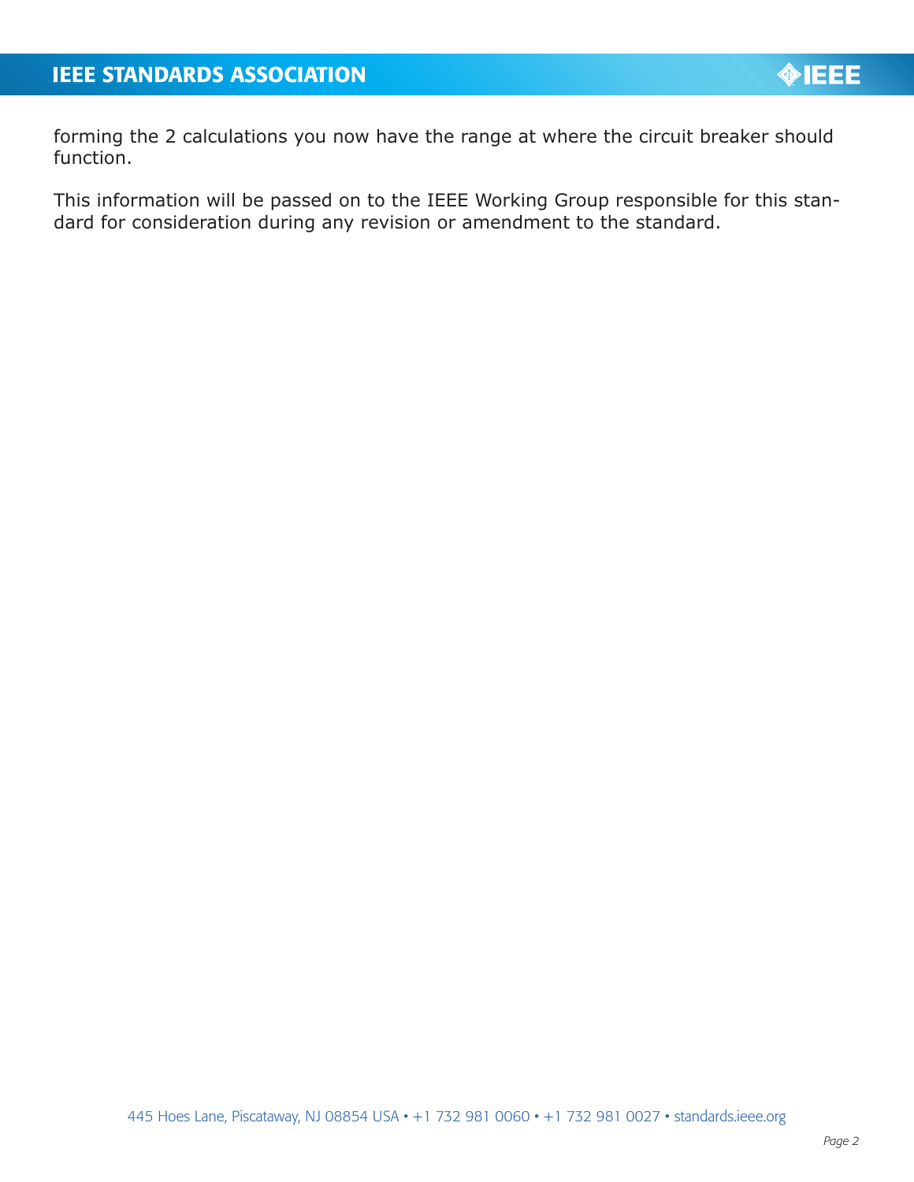forming the 2 calculations you now have the range at where the circuit breaker should function.

This information will be passed on to the IEEE Working Group responsible for this standard for consideration during any revision or amendment to the standard.